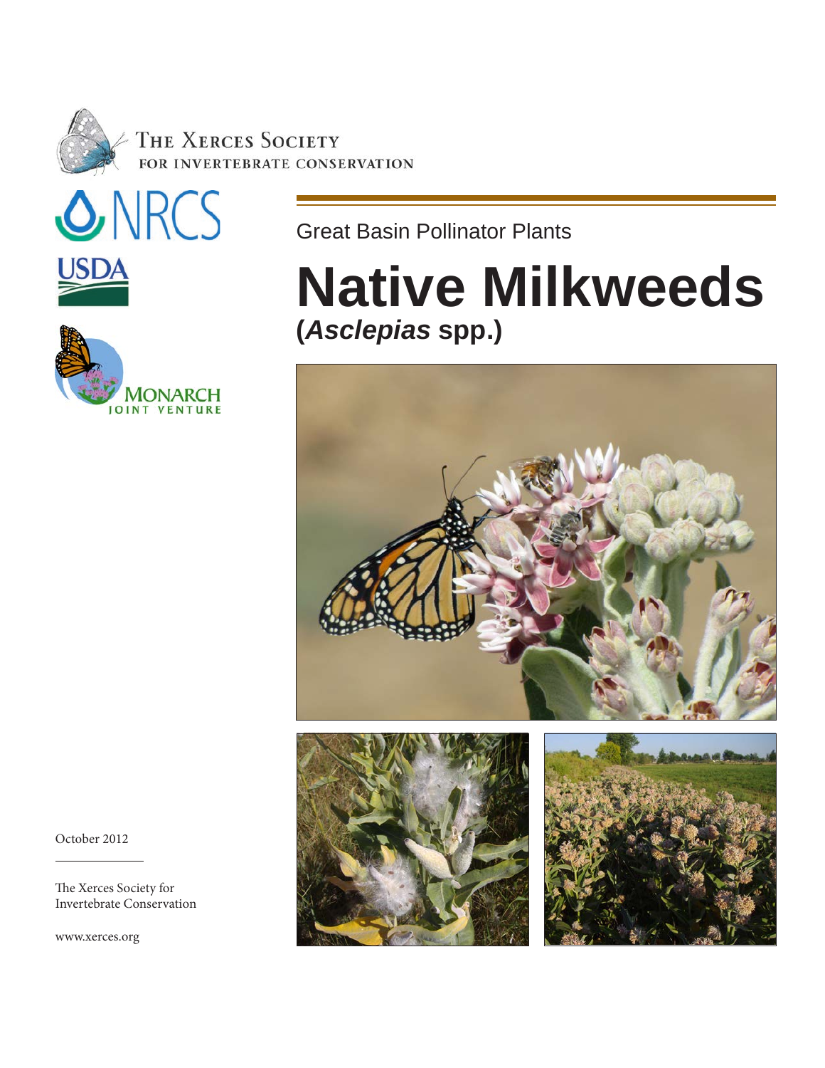The Xerces Society for Invertebrate Conservation

NRCS

USDA

Monarch Joint Venture

Great Basin Pollinator Plants

# Native Milkweeds

## (*Asclepias* spp.)

October 2012

The Xerces Society for Invertebrate Conservation

www.xerces.org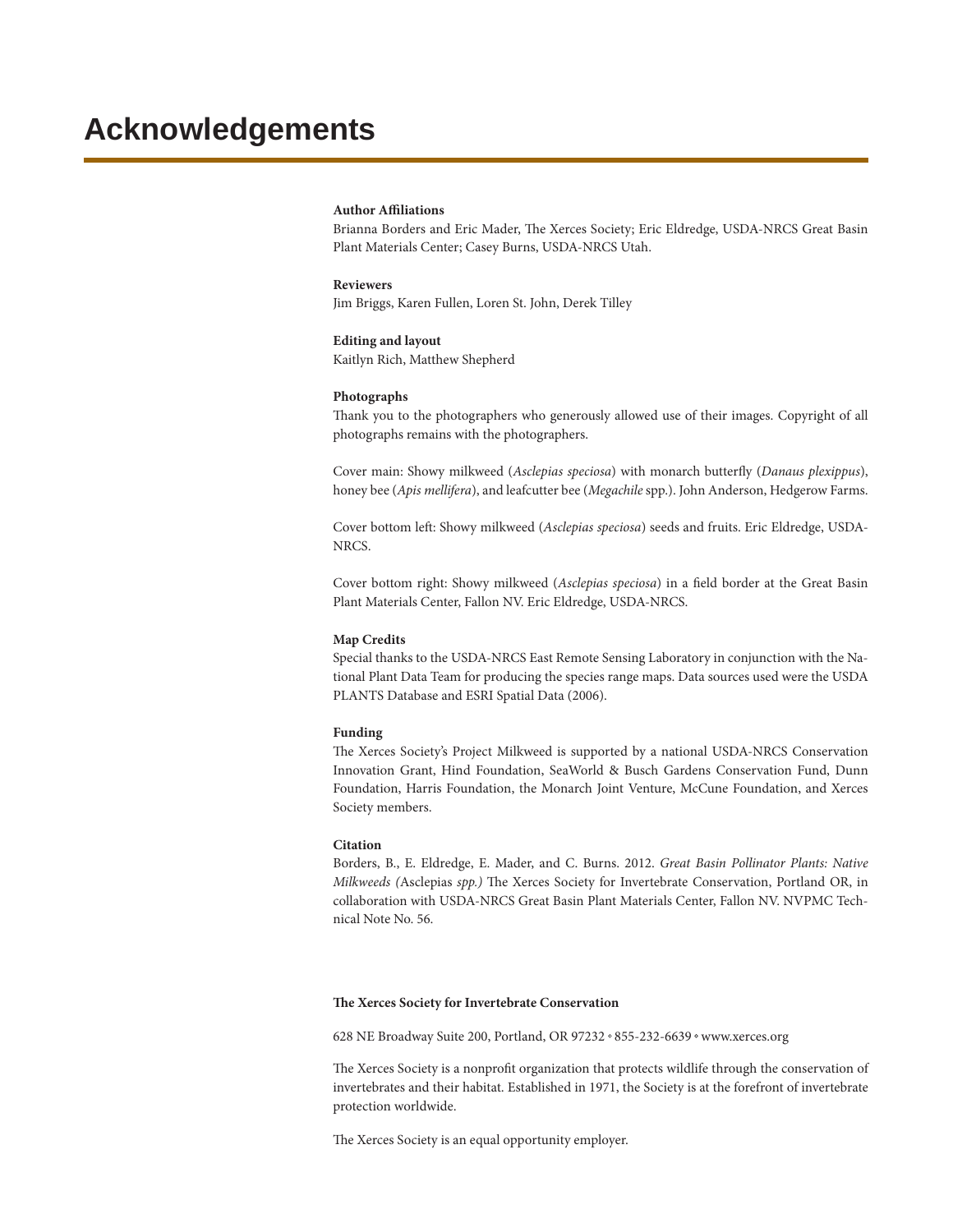# Acknowledgements

**Author Affiliations**

Brianna Borders and Eric Mader, The Xerces Society; Eric Eldredge, USDA-NRCS Great Basin Plant Materials Center; Casey Burns, USDA-NRCS Utah.

**Reviewers**

Jim Briggs, Karen Fullen, Loren St. John, Derek Tilley

**Editing and layout**

Kaitlyn Rich, Matthew Shepherd

**Photographs**

Thank you to the photographers who generously allowed use of their images. Copyright of all photographs remains with the photographers.

Cover main: Showy milkweed (*Asclepias speciosa*) with monarch butterfly (*Danaus plexippus*), honey bee (*Apis mellifera*), and leafcutter bee (*Megachile* spp.). John Anderson, Hedgerow Farms.

Cover bottom left: Showy milkweed (*Asclepias speciosa*) seeds and fruits. Eric Eldredge, USDA-NRCS.

Cover bottom right: Showy milkweed (*Asclepias speciosa*) in a field border at the Great Basin Plant Materials Center, Fallon NV. Eric Eldredge, USDA-NRCS.

**Map Credits**

Special thanks to the USDA-NRCS East Remote Sensing Laboratory in conjunction with the National Plant Data Team for producing the species range maps. Data sources used were the USDA PLANTS Database and ESRI Spatial Data (2006).

**Funding**

The Xerces Society's Project Milkweed is supported by a national USDA-NRCS Conservation Innovation Grant, Hind Foundation, SeaWorld & Busch Gardens Conservation Fund, Dunn Foundation, Harris Foundation, the Monarch Joint Venture, McCune Foundation, and Xerces Society members.

**Citation**

Borders, B., E. Eldredge, E. Mader, and C. Burns. 2012. *Great Basin Pollinator Plants: Native Milkweeds (*Asclepias *spp.)* The Xerces Society for Invertebrate Conservation, Portland OR, in collaboration with USDA-NRCS Great Basin Plant Materials Center, Fallon NV. NVPMC Technical Note No. 56.

**The Xerces Society for Invertebrate Conservation**

628 NE Broadway Suite 200, Portland, OR 97232 • 855-232-6639 • www.xerces.org

The Xerces Society is a nonprofit organization that protects wildlife through the conservation of invertebrates and their habitat. Established in 1971, the Society is at the forefront of invertebrate protection worldwide.

The Xerces Society is an equal opportunity employer.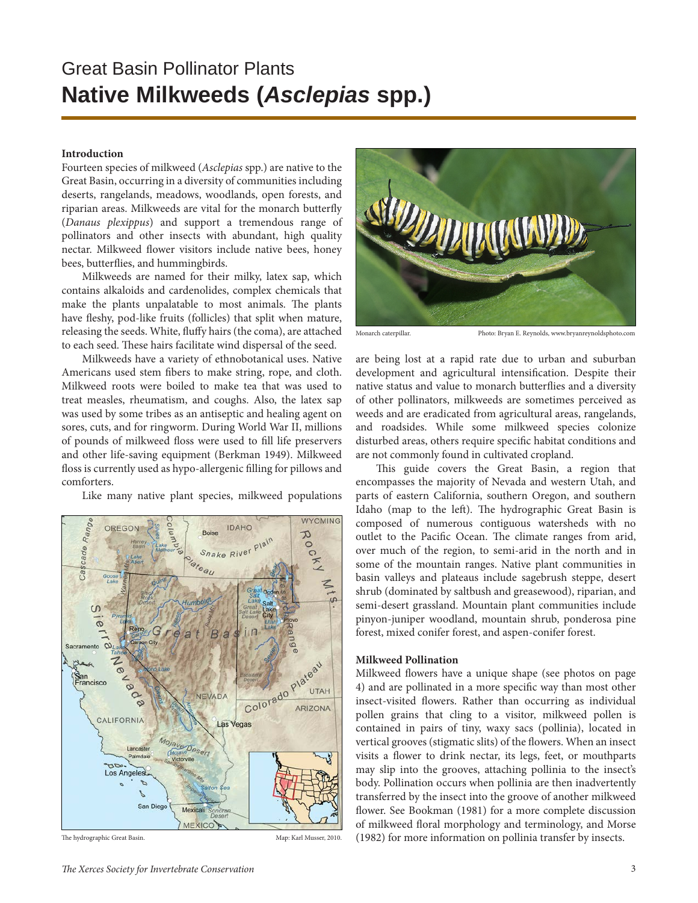# Great Basin Pollinator Plants

# **Native Milkweeds (*Asclepias* spp.)**

### Introduction

Fourteen species of milkweed (*Asclepias* spp.) are native to the Great Basin, occurring in a diversity of communities including deserts, rangelands, meadows, woodlands, open forests, and riparian areas. Milkweeds are vital for the monarch butterfly (*Danaus plexippus*) and support a tremendous range of pollinators and other insects with abundant, high quality nectar. Milkweed flower visitors include native bees, honey bees, butterflies, and hummingbirds.

Milkweeds are named for their milky, latex sap, which contains alkaloids and cardenolides, complex chemicals that make the plants unpalatable to most animals. The plants have fleshy, pod-like fruits (follicles) that split when mature, releasing the seeds. White, fluffy hairs (the coma), are attached to each seed. These hairs facilitate wind dispersal of the seed.

Milkweeds have a variety of ethnobotanical uses. Native Americans used stem fibers to make string, rope, and cloth. Milkweed roots were boiled to make tea that was used to treat measles, rheumatism, and coughs. Also, the latex sap was used by some tribes as an antiseptic and healing agent on sores, cuts, and for ringworm. During World War II, millions of pounds of milkweed floss were used to fill life preservers and other life-saving equipment (Berkman 1949). Milkweed floss is currently used as hypo-allergenic filling for pillows and comforters.

Like many native plant species, milkweed populations are being lost at a rapid rate due to urban and suburban development and agricultural intensification. Despite their native status and value to monarch butterflies and a diversity of other pollinators, milkweeds are sometimes perceived as weeds and are eradicated from agricultural areas, rangelands, and roadsides. While some milkweed species colonize disturbed areas, others require specific habitat conditions and are not commonly found in cultivated cropland.

The hydrographic Great Basin. Map: Karl Musser, 2010.

Monarch caterpillar. Photo: Bryan E. Reynolds, www.bryanreynoldsphoto.com

This guide covers the Great Basin, a region that encompasses the majority of Nevada and western Utah, and parts of eastern California, southern Oregon, and southern Idaho (map to the left). The hydrographic Great Basin is composed of numerous contiguous watersheds with no outlet to the Pacific Ocean. The climate ranges from arid, over much of the region, to semi-arid in the north and in some of the mountain ranges. Native plant communities in basin valleys and plateaus include sagebrush steppe, desert shrub (dominated by saltbush and greasewood), riparian, and semi-desert grassland. Mountain plant communities include pinyon-juniper woodland, mountain shrub, ponderosa pine forest, mixed conifer forest, and aspen-conifer forest.

### Milkweed Pollination

Milkweed flowers have a unique shape (see photos on page 4) and are pollinated in a more specific way than most other insect-visited flowers. Rather than occurring as individual pollen grains that cling to a visitor, milkweed pollen is contained in pairs of tiny, waxy sacs (pollinia), located in vertical grooves (stigmatic slits) of the flowers. When an insect visits a flower to drink nectar, its legs, feet, or mouthparts may slip into the grooves, attaching pollinia to the insect's body. Pollination occurs when pollinia are then inadvertently transferred by the insect into the groove of another milkweed flower. See Bookman (1981) for a more complete discussion of milkweed floral morphology and terminology, and Morse (1982) for more information on pollinia transfer by insects.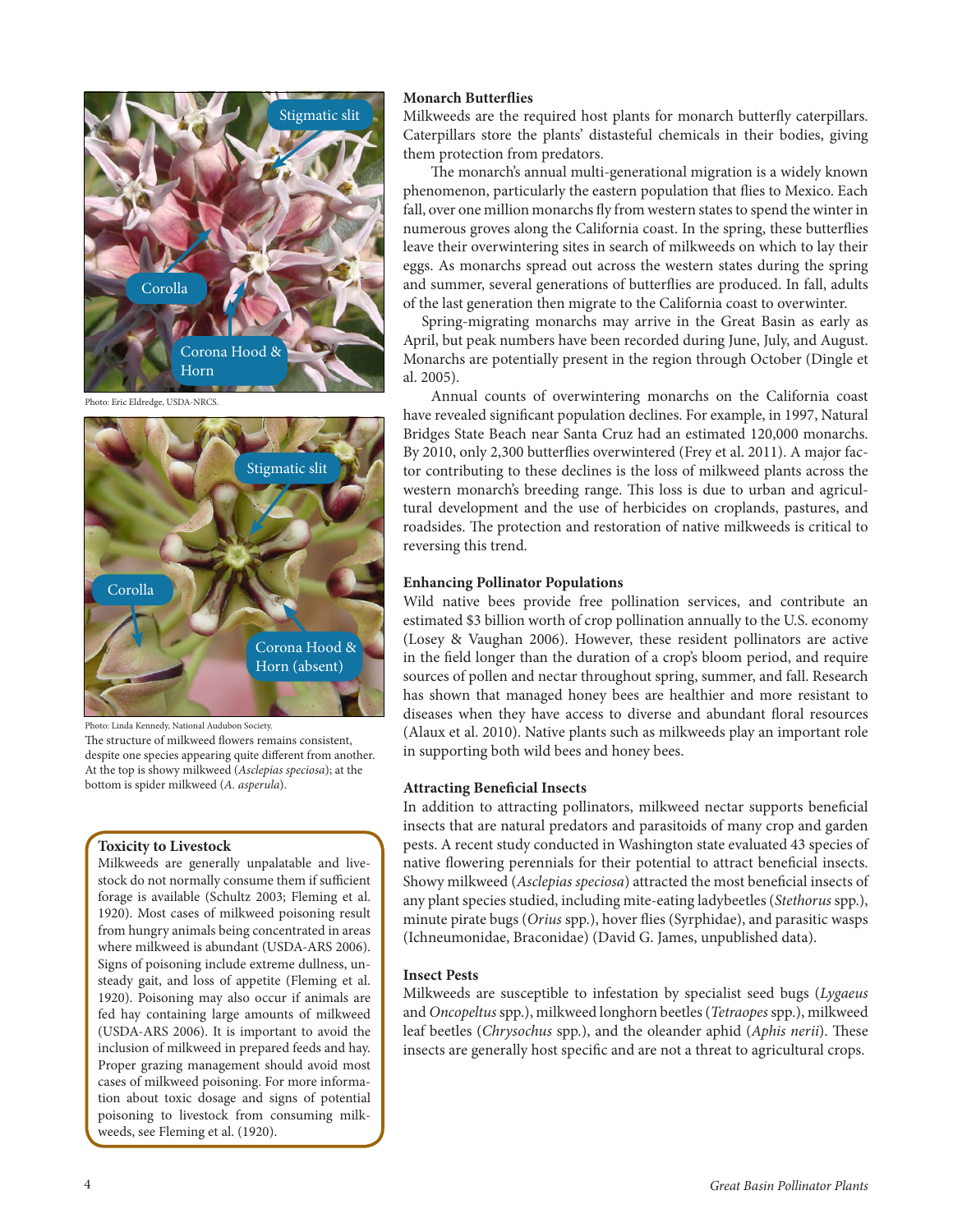Photo: Eric Eldredge, USDA-NRCS.

Photo: Linda Kennedy, National Audubon Society.

The structure of milkweed flowers remains consistent, despite one species appearing quite different from another. At the top is showy milkweed (*Asclepias speciosa*); at the bottom is spider milkweed (*A. asperula*).

**Toxicity to Livestock**

Milkweeds are generally unpalatable and livestock do not normally consume them if sufficient forage is available (Schultz 2003; Fleming et al. 1920). Most cases of milkweed poisoning result from hungry animals being concentrated in areas where milkweed is abundant (USDA-ARS 2006). Signs of poisoning include extreme dullness, unsteady gait, and loss of appetite (Fleming et al. 1920). Poisoning may also occur if animals are fed hay containing large amounts of milkweed (USDA-ARS 2006). It is important to avoid the inclusion of milkweed in prepared feeds and hay. Proper grazing management should avoid most cases of milkweed poisoning. For more information about toxic dosage and signs of potential poisoning to livestock from consuming milkweeds, see Fleming et al. (1920).

### Monarch Butterflies

Milkweeds are the required host plants for monarch butterfly caterpillars. Caterpillars store the plants' distasteful chemicals in their bodies, giving them protection from predators.

The monarch's annual multi-generational migration is a widely known phenomenon, particularly the eastern population that flies to Mexico. Each fall, over one million monarchs fly from western states to spend the winter in numerous groves along the California coast. In the spring, these butterflies leave their overwintering sites in search of milkweeds on which to lay their eggs. As monarchs spread out across the western states during the spring and summer, several generations of butterflies are produced. In fall, adults of the last generation then migrate to the California coast to overwinter.

Spring-migrating monarchs may arrive in the Great Basin as early as April, but peak numbers have been recorded during June, July, and August. Monarchs are potentially present in the region through October (Dingle et al. 2005).

Annual counts of overwintering monarchs on the California coast have revealed significant population declines. For example, in 1997, Natural Bridges State Beach near Santa Cruz had an estimated 120,000 monarchs. By 2010, only 2,300 butterflies overwintered (Frey et al. 2011). A major factor contributing to these declines is the loss of milkweed plants across the western monarch's breeding range. This loss is due to urban and agricultural development and the use of herbicides on croplands, pastures, and roadsides. The protection and restoration of native milkweeds is critical to reversing this trend.

### Enhancing Pollinator Populations

Wild native bees provide free pollination services, and contribute an estimated $3 billion worth of crop pollination annually to the U.S. economy (Losey & Vaughan 2006). However, these resident pollinators are active in the field longer than the duration of a crop's bloom period, and require sources of pollen and nectar throughout spring, summer, and fall. Research has shown that managed honey bees are healthier and more resistant to diseases when they have access to diverse and abundant floral resources (Alaux et al. 2010). Native plants such as milkweeds play an important role in supporting both wild bees and honey bees.

### Attracting Beneficial Insects

In addition to attracting pollinators, milkweed nectar supports beneficial insects that are natural predators and parasitoids of many crop and garden pests. A recent study conducted in Washington state evaluated 43 species of native flowering perennials for their potential to attract beneficial insects. Showy milkweed (*Asclepias speciosa*) attracted the most beneficial insects of any plant species studied, including mite-eating ladybeetles (*Stethorus* spp.), minute pirate bugs (*Orius* spp.), hover flies (Syrphidae), and parasitic wasps (Ichneumonidae, Braconidae) (David G. James, unpublished data).

### Insect Pests

Milkweeds are susceptible to infestation by specialist seed bugs (*Lygaeus* and *Oncopeltus* spp.), milkweed longhorn beetles (*Tetraopes* spp.), milkweed leaf beetles (*Chrysochus* spp.), and the oleander aphid (*Aphis nerii*). These insects are generally host specific and are not a threat to agricultural crops.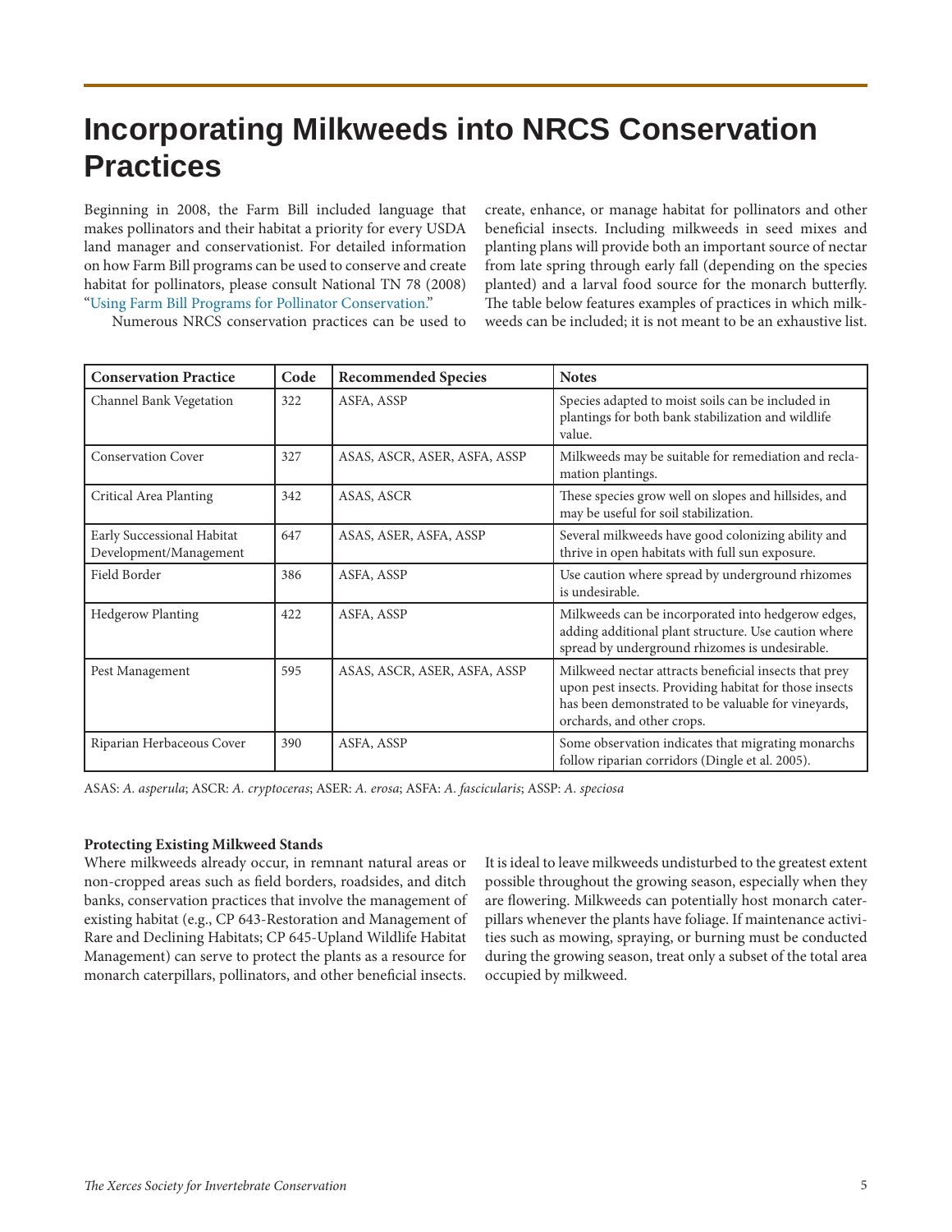# Incorporating Milkweeds into NRCS Conservation Practices

Beginning in 2008, the Farm Bill included language that makes pollinators and their habitat a priority for every USDA land manager and conservationist. For detailed information on how Farm Bill programs can be used to conserve and create habitat for pollinators, please consult National TN 78 (2008) "Using Farm Bill Programs for Pollinator Conservation."

Numerous NRCS conservation practices can be used to create, enhance, or manage habitat for pollinators and other beneficial insects. Including milkweeds in seed mixes and planting plans will provide both an important source of nectar from late spring through early fall (depending on the species planted) and a larval food source for the monarch butterfly. The table below features examples of practices in which milkweeds can be included; it is not meant to be an exhaustive list.

| Conservation Practice | Code | Recommended Species | Notes |
|---|---|---|---|
| Channel Bank Vegetation | 322 | ASFA, ASSP | Species adapted to moist soils can be included in plantings for both bank stabilization and wildlife value. |
| Conservation Cover | 327 | ASAS, ASCR, ASER, ASFA, ASSP | Milkweeds may be suitable for remediation and reclamation plantings. |
| Critical Area Planting | 342 | ASAS, ASCR | These species grow well on slopes and hillsides, and may be useful for soil stabilization. |
| Early Successional Habitat Development/Management | 647 | ASAS, ASER, ASFA, ASSP | Several milkweeds have good colonizing ability and thrive in open habitats with full sun exposure. |
| Field Border | 386 | ASFA, ASSP | Use caution where spread by underground rhizomes is undesirable. |
| Hedgerow Planting | 422 | ASFA, ASSP | Milkweeds can be incorporated into hedgerow edges, adding additional plant structure. Use caution where spread by underground rhizomes is undesirable. |
| Pest Management | 595 | ASAS, ASCR, ASER, ASFA, ASSP | Milkweed nectar attracts beneficial insects that prey upon pest insects. Providing habitat for those insects has been demonstrated to be valuable for vineyards, orchards, and other crops. |
| Riparian Herbaceous Cover | 390 | ASFA, ASSP | Some observation indicates that migrating monarchs follow riparian corridors (Dingle et al. 2005). |

ASAS: *A. asperula*; ASCR: *A. cryptoceras*; ASER: *A. erosa*; ASFA: *A. fascicularis*; ASSP: *A. speciosa*

**Protecting Existing Milkweed Stands**

Where milkweeds already occur, in remnant natural areas or non-cropped areas such as field borders, roadsides, and ditch banks, conservation practices that involve the management of existing habitat (e.g., CP 643-Restoration and Management of Rare and Declining Habitats; CP 645-Upland Wildlife Habitat Management) can serve to protect the plants as a resource for monarch caterpillars, pollinators, and other beneficial insects. It is ideal to leave milkweeds undisturbed to the greatest extent possible throughout the growing season, especially when they are flowering. Milkweeds can potentially host monarch caterpillars whenever the plants have foliage. If maintenance activities such as mowing, spraying, or burning must be conducted during the growing season, treat only a subset of the total area occupied by milkweed.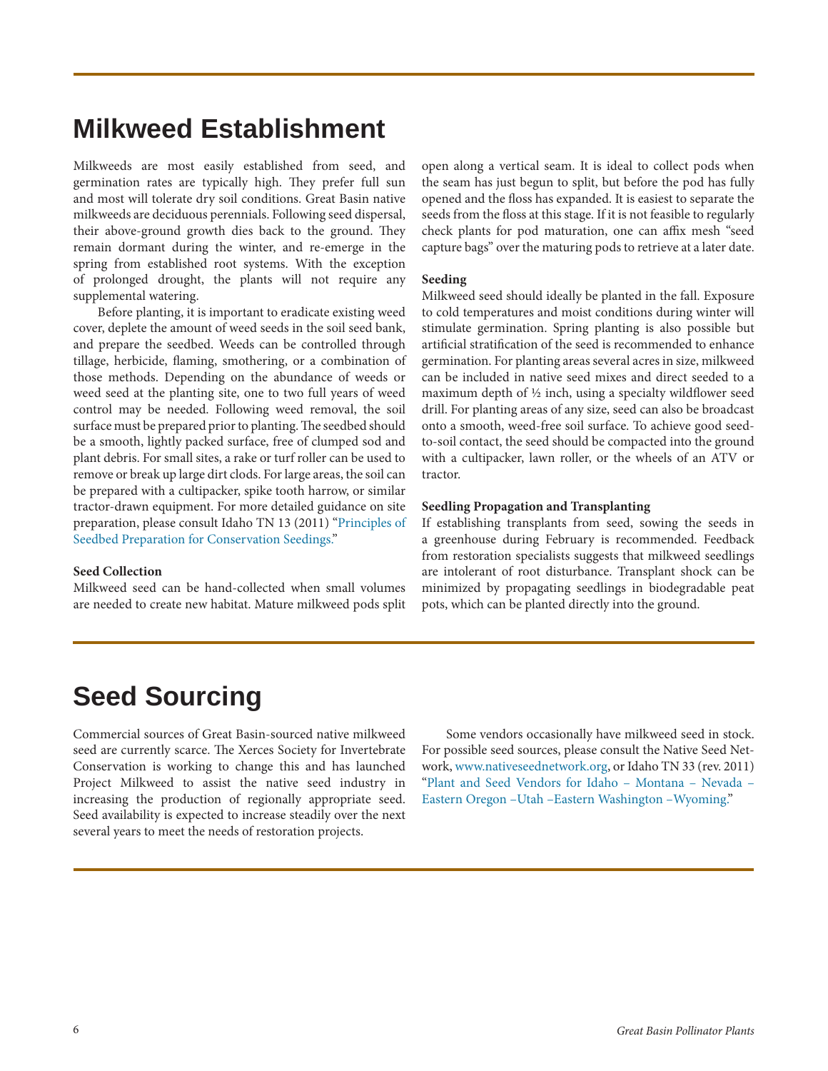# Milkweed Establishment

Milkweeds are most easily established from seed, and germination rates are typically high. They prefer full sun and most will tolerate dry soil conditions. Great Basin native milkweeds are deciduous perennials. Following seed dispersal, their above-ground growth dies back to the ground. They remain dormant during the winter, and re-emerge in the spring from established root systems. With the exception of prolonged drought, the plants will not require any supplemental watering.

Before planting, it is important to eradicate existing weed cover, deplete the amount of weed seeds in the soil seed bank, and prepare the seedbed. Weeds can be controlled through tillage, herbicide, flaming, smothering, or a combination of those methods. Depending on the abundance of weeds or weed seed at the planting site, one to two full years of weed control may be needed. Following weed removal, the soil surface must be prepared prior to planting. The seedbed should be a smooth, lightly packed surface, free of clumped sod and plant debris. For small sites, a rake or turf roller can be used to remove or break up large dirt clods. For large areas, the soil can be prepared with a cultipacker, spike tooth harrow, or similar tractor-drawn equipment. For more detailed guidance on site preparation, please consult Idaho TN 13 (2011) "Principles of Seedbed Preparation for Conservation Seedings."

**Seed Collection**

Milkweed seed can be hand-collected when small volumes are needed to create new habitat. Mature milkweed pods split open along a vertical seam. It is ideal to collect pods when the seam has just begun to split, but before the pod has fully opened and the floss has expanded. It is easiest to separate the seeds from the floss at this stage. If it is not feasible to regularly check plants for pod maturation, one can affix mesh "seed capture bags" over the maturing pods to retrieve at a later date.

**Seeding**

Milkweed seed should ideally be planted in the fall. Exposure to cold temperatures and moist conditions during winter will stimulate germination. Spring planting is also possible but artificial stratification of the seed is recommended to enhance germination. For planting areas several acres in size, milkweed can be included in native seed mixes and direct seeded to a maximum depth of ½ inch, using a specialty wildflower seed drill. For planting areas of any size, seed can also be broadcast onto a smooth, weed-free soil surface. To achieve good seed-to-soil contact, the seed should be compacted into the ground with a cultipacker, lawn roller, or the wheels of an ATV or tractor.

**Seedling Propagation and Transplanting**

If establishing transplants from seed, sowing the seeds in a greenhouse during February is recommended. Feedback from restoration specialists suggests that milkweed seedlings are intolerant of root disturbance. Transplant shock can be minimized by propagating seedlings in biodegradable peat pots, which can be planted directly into the ground.

# Seed Sourcing

Commercial sources of Great Basin-sourced native milkweed seed are currently scarce. The Xerces Society for Invertebrate Conservation is working to change this and has launched Project Milkweed to assist the native seed industry in increasing the production of regionally appropriate seed. Seed availability is expected to increase steadily over the next several years to meet the needs of restoration projects.

Some vendors occasionally have milkweed seed in stock. For possible seed sources, please consult the Native Seed Network, www.nativeseednetwork.org, or Idaho TN 33 (rev. 2011) "Plant and Seed Vendors for Idaho – Montana – Nevada – Eastern Oregon –Utah –Eastern Washington –Wyoming."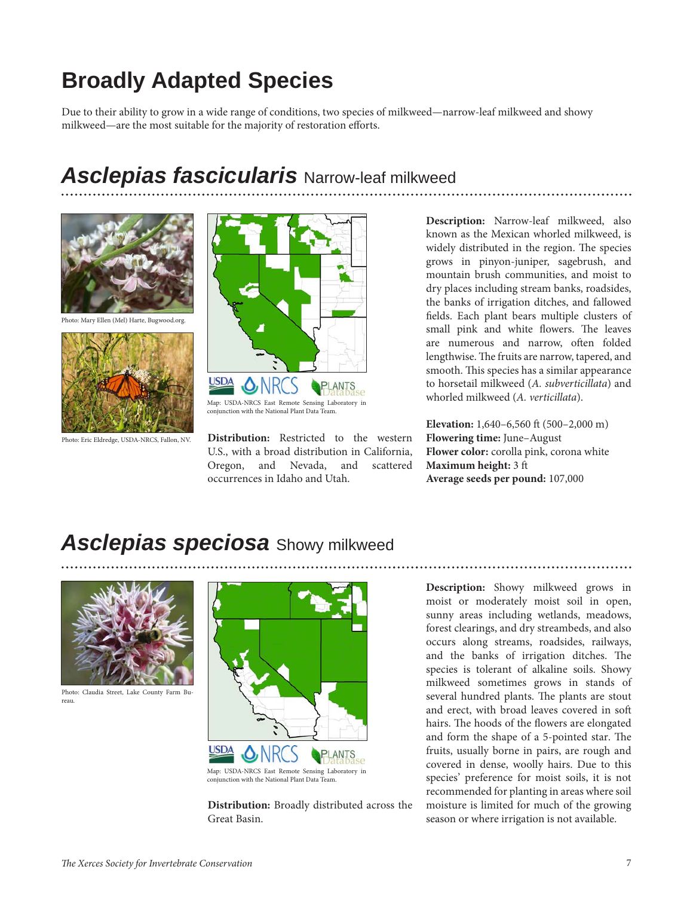# Broadly Adapted Species

Due to their ability to grow in a wide range of conditions, two species of milkweed—narrow-leaf milkweed and showy milkweed—are the most suitable for the majority of restoration efforts.

## *Asclepias fascicularis* Narrow-leaf milkweed

Photo: Mary Ellen (Mel) Harte, Bugwood.org.

Photo: Eric Eldredge, USDA-NRCS, Fallon, NV.

Map: USDA-NRCS East Remote Sensing Laboratory in conjunction with the National Plant Data Team.

**Distribution:** Restricted to the western U.S., with a broad distribution in California, Oregon, and Nevada, and scattered occurrences in Idaho and Utah.

**Description:** Narrow-leaf milkweed, also known as the Mexican whorled milkweed, is widely distributed in the region. The species grows in pinyon-juniper, sagebrush, and mountain brush communities, and moist to dry places including stream banks, roadsides, the banks of irrigation ditches, and fallowed fields. Each plant bears multiple clusters of small pink and white flowers. The leaves are numerous and narrow, often folded lengthwise. The fruits are narrow, tapered, and smooth. This species has a similar appearance to horsetail milkweed (*A. subverticillata*) and whorled milkweed (*A. verticillata*).

**Elevation:** 1,640–6,560 ft (500–2,000 m)
**Flowering time:** June–August
**Flower color:** corolla pink, corona white
**Maximum height:** 3 ft
**Average seeds per pound:** 107,000

## *Asclepias speciosa* Showy milkweed

Photo: Claudia Street, Lake County Farm Bureau.

Map: USDA-NRCS East Remote Sensing Laboratory in conjunction with the National Plant Data Team.

**Distribution:** Broadly distributed across the Great Basin.

**Description:** Showy milkweed grows in moist or moderately moist soil in open, sunny areas including wetlands, meadows, forest clearings, and dry streambeds, and also occurs along streams, roadsides, railways, and the banks of irrigation ditches. The species is tolerant of alkaline soils. Showy milkweed sometimes grows in stands of several hundred plants. The plants are stout and erect, with broad leaves covered in soft hairs. The hoods of the flowers are elongated and form the shape of a 5-pointed star. The fruits, usually borne in pairs, are rough and covered in dense, woolly hairs. Due to this species' preference for moist soils, it is not recommended for planting in areas where soil moisture is limited for much of the growing season or where irrigation is not available.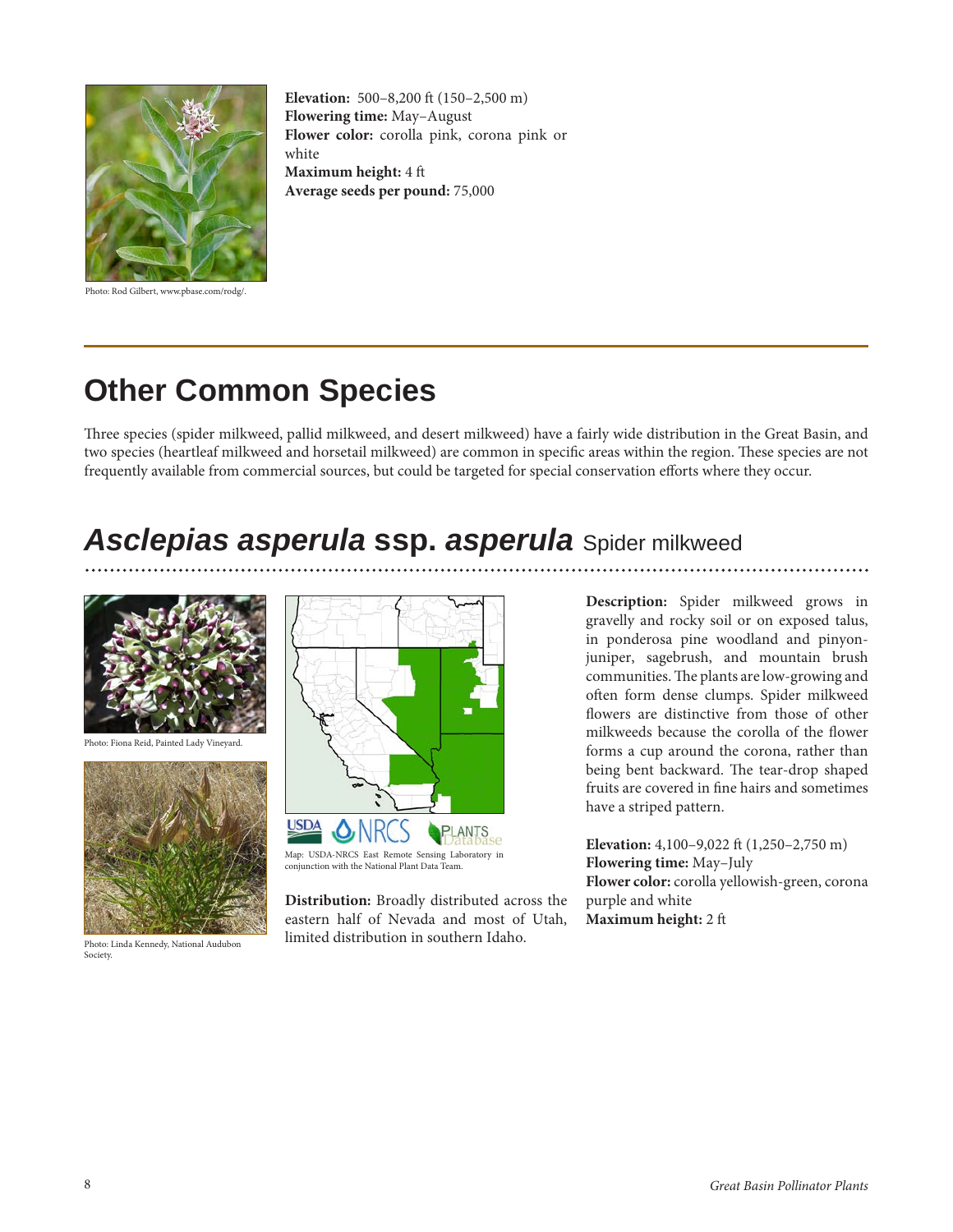Photo: Rod Gilbert, www.pbase.com/rodg/.

**Elevation:** 500–8,200 ft (150–2,500 m)
**Flowering time:** May–August
**Flower color:** corolla pink, corona pink or white
**Maximum height:** 4 ft
**Average seeds per pound:** 75,000

## Other Common Species

Three species (spider milkweed, pallid milkweed, and desert milkweed) have a fairly wide distribution in the Great Basin, and two species (heartleaf milkweed and horsetail milkweed) are common in specific areas within the region. These species are not frequently available from commercial sources, but could be targeted for special conservation efforts where they occur.

## *Asclepias asperula* ssp. *asperula* Spider milkweed

Photo: Fiona Reid, Painted Lady Vineyard.

Photo: Linda Kennedy, National Audubon Society.

Map: USDA-NRCS East Remote Sensing Laboratory in conjunction with the National Plant Data Team.

**Distribution:** Broadly distributed across the eastern half of Nevada and most of Utah, limited distribution in southern Idaho.

**Description:** Spider milkweed grows in gravelly and rocky soil or on exposed talus, in ponderosa pine woodland and pinyon-juniper, sagebrush, and mountain brush communities. The plants are low-growing and often form dense clumps. Spider milkweed flowers are distinctive from those of other milkweeds because the corolla of the flower forms a cup around the corona, rather than being bent backward. The tear-drop shaped fruits are covered in fine hairs and sometimes have a striped pattern.

**Elevation:** 4,100–9,022 ft (1,250–2,750 m)
**Flowering time:** May–July
**Flower color:** corolla yellowish-green, corona purple and white
**Maximum height:** 2 ft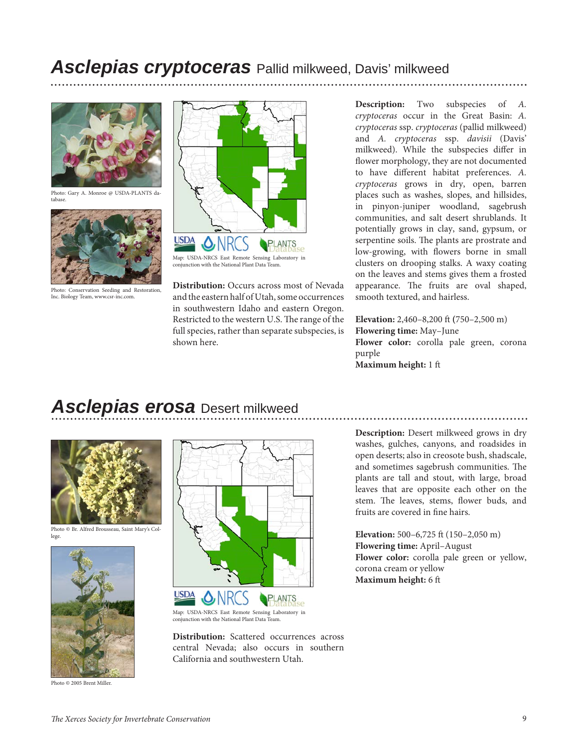## *Asclepias cryptoceras* Pallid milkweed, Davis' milkweed

Photo: Gary A. Monroe @ USDA-PLANTS database.

Photo: Conservation Seeding and Restoration, Inc. Biology Team, www.csr-inc.com.

Map: USDA-NRCS East Remote Sensing Laboratory in conjunction with the National Plant Data Team.

**Distribution:** Occurs across most of Nevada and the eastern half of Utah, some occurrences in southwestern Idaho and eastern Oregon. Restricted to the western U.S. The range of the full species, rather than separate subspecies, is shown here.

**Description:** Two subspecies of *A. cryptoceras* occur in the Great Basin: *A. cryptoceras* ssp. *cryptoceras* (pallid milkweed) and *A. cryptoceras* ssp. *davisii* (Davis' milkweed). While the subspecies differ in flower morphology, they are not documented to have different habitat preferences. *A. cryptoceras* grows in dry, open, barren places such as washes, slopes, and hillsides, in pinyon-juniper woodland, sagebrush communities, and salt desert shrublands. It potentially grows in clay, sand, gypsum, or serpentine soils. The plants are prostrate and low-growing, with flowers borne in small clusters on drooping stalks. A waxy coating on the leaves and stems gives them a frosted appearance. The fruits are oval shaped, smooth textured, and hairless.

**Elevation:** 2,460–8,200 ft (750–2,500 m)
**Flowering time:** May–June
**Flower color:** corolla pale green, corona purple
**Maximum height:** 1 ft

## *Asclepias erosa* Desert milkweed

Photo © Br. Alfred Brousseau, Saint Mary's College.

Photo © 2005 Brent Miller.

Map: USDA-NRCS East Remote Sensing Laboratory in conjunction with the National Plant Data Team.

**Distribution:** Scattered occurrences across central Nevada; also occurs in southern California and southwestern Utah.

**Description:** Desert milkweed grows in dry washes, gulches, canyons, and roadsides in open deserts; also in creosote bush, shadscale, and sometimes sagebrush communities. The plants are tall and stout, with large, broad leaves that are opposite each other on the stem. The leaves, stems, flower buds, and fruits are covered in fine hairs.

**Elevation:** 500–6,725 ft (150–2,050 m)
**Flowering time:** April–August
**Flower color:** corolla pale green or yellow, corona cream or yellow
**Maximum height:** 6 ft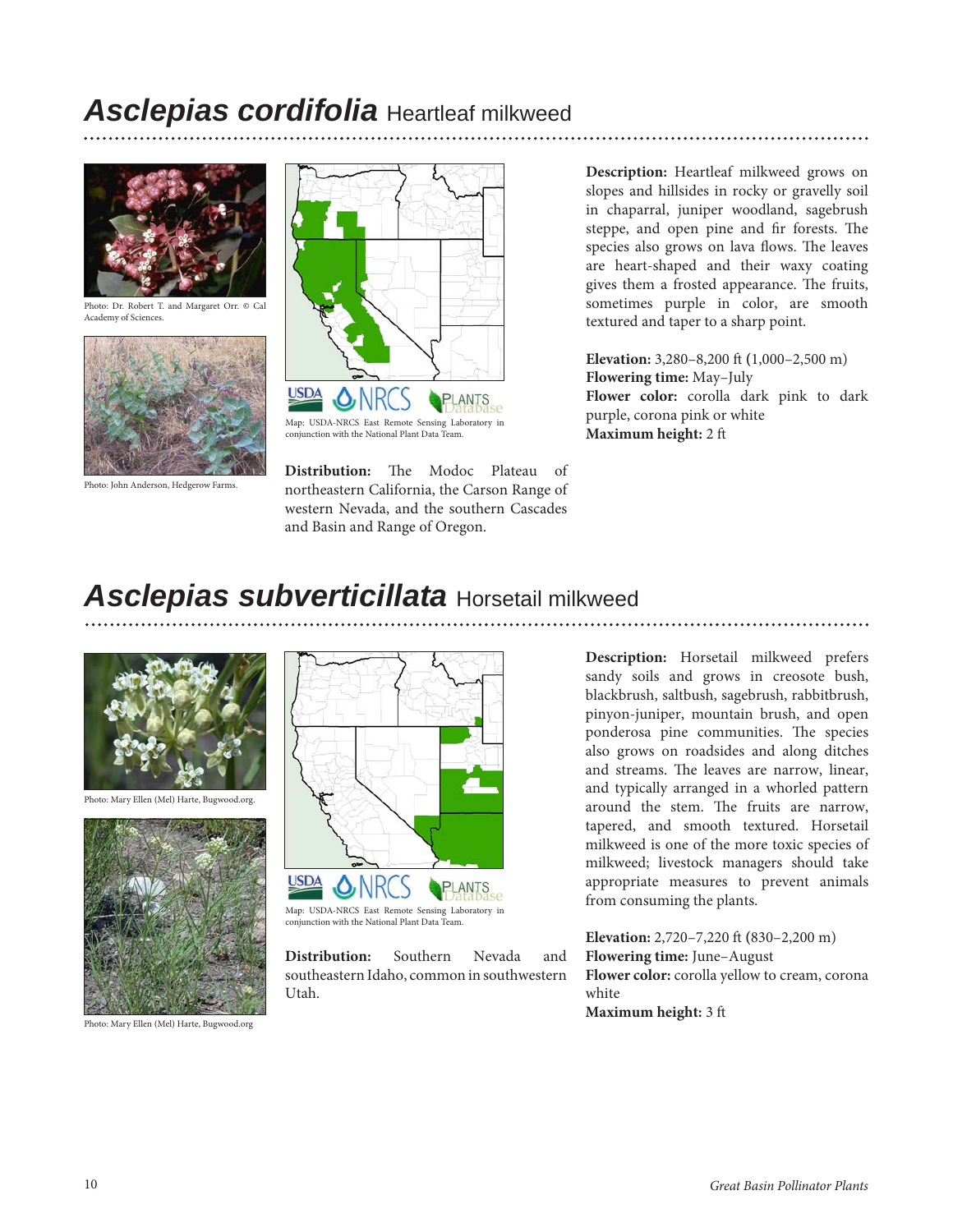## *Asclepias cordifolia* Heartleaf milkweed

Photo: Dr. Robert T. and Margaret Orr. © Cal Academy of Sciences.

Photo: John Anderson, Hedgerow Farms.

Map: USDA-NRCS East Remote Sensing Laboratory in conjunction with the National Plant Data Team.

**Distribution:** The Modoc Plateau of northeastern California, the Carson Range of western Nevada, and the southern Cascades and Basin and Range of Oregon.

**Description:** Heartleaf milkweed grows on slopes and hillsides in rocky or gravelly soil in chaparral, juniper woodland, sagebrush steppe, and open pine and fir forests. The species also grows on lava flows. The leaves are heart-shaped and their waxy coating gives them a frosted appearance. The fruits, sometimes purple in color, are smooth textured and taper to a sharp point.

**Elevation:** 3,280–8,200 ft (1,000–2,500 m)
**Flowering time:** May–July
**Flower color:** corolla dark pink to dark purple, corona pink or white
**Maximum height:** 2 ft

## *Asclepias subverticillata* Horsetail milkweed

Photo: Mary Ellen (Mel) Harte, Bugwood.org.

Photo: Mary Ellen (Mel) Harte, Bugwood.org

Map: USDA-NRCS East Remote Sensing Laboratory in conjunction with the National Plant Data Team.

**Distribution:** Southern Nevada and southeastern Idaho, common in southwestern Utah.

**Description:** Horsetail milkweed prefers sandy soils and grows in creosote bush, blackbrush, saltbush, sagebrush, rabbitbrush, pinyon-juniper, mountain brush, and open ponderosa pine communities. The species also grows on roadsides and along ditches and streams. The leaves are narrow, linear, and typically arranged in a whorled pattern around the stem. The fruits are narrow, tapered, and smooth textured. Horsetail milkweed is one of the more toxic species of milkweed; livestock managers should take appropriate measures to prevent animals from consuming the plants.

**Elevation:** 2,720–7,220 ft (830–2,200 m)
**Flowering time:** June–August
**Flower color:** corolla yellow to cream, corona white
**Maximum height:** 3 ft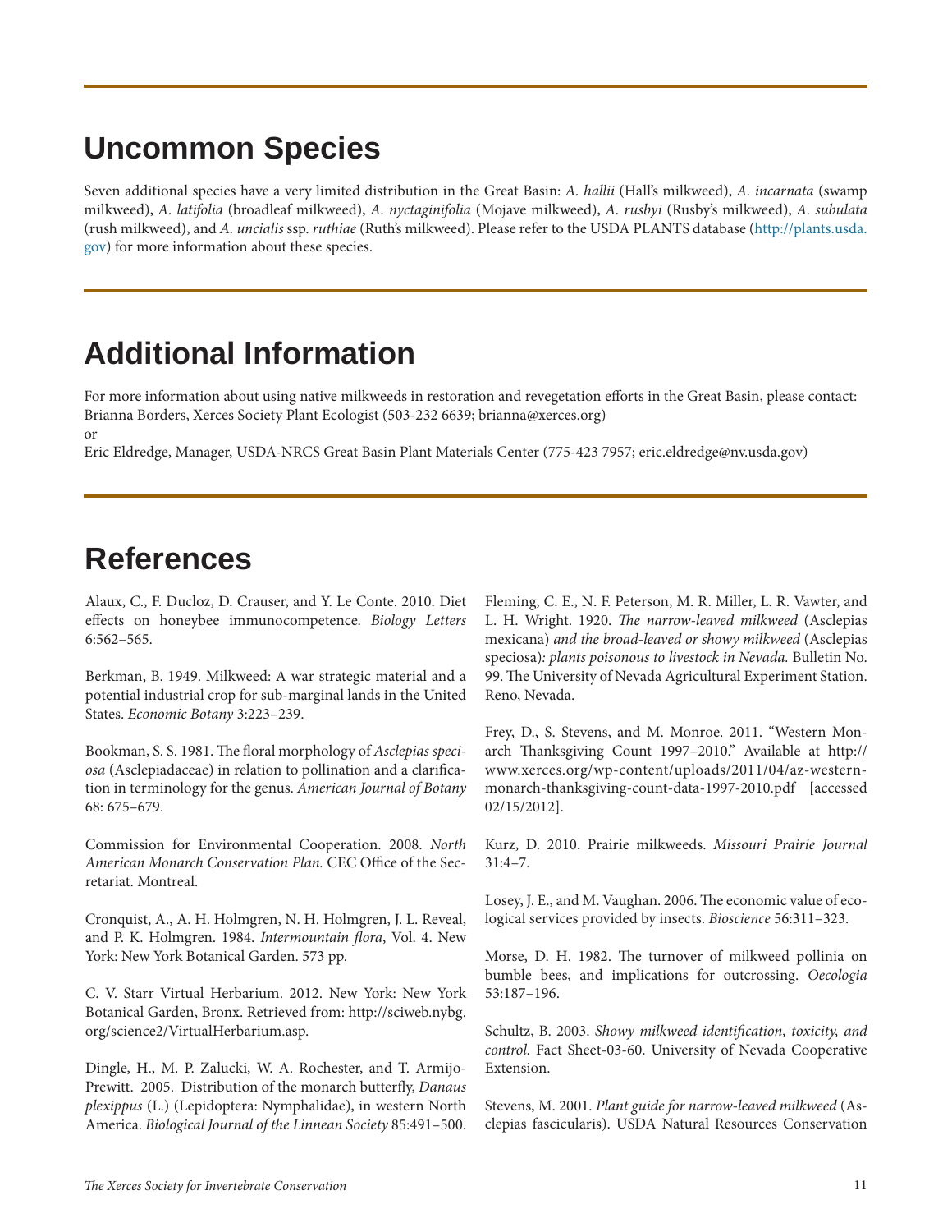## Uncommon Species

Seven additional species have a very limited distribution in the Great Basin: *A. hallii* (Hall's milkweed), *A. incarnata* (swamp milkweed), *A. latifolia* (broadleaf milkweed), *A. nyctaginifolia* (Mojave milkweed), *A. rusbyi* (Rusby's milkweed), *A. subulata* (rush milkweed), and *A. uncialis* ssp. *ruthiae* (Ruth's milkweed). Please refer to the USDA PLANTS database (http://plants.usda.gov) for more information about these species.

## Additional Information

For more information about using native milkweeds in restoration and revegetation efforts in the Great Basin, please contact:
Brianna Borders, Xerces Society Plant Ecologist (503-232 6639; brianna@xerces.org)
or
Eric Eldredge, Manager, USDA-NRCS Great Basin Plant Materials Center (775-423 7957; eric.eldredge@nv.usda.gov)

## References

Alaux, C., F. Ducloz, D. Crauser, and Y. Le Conte. 2010. Diet effects on honeybee immunocompetence. *Biology Letters* 6:562–565.

Berkman, B. 1949. Milkweed: A war strategic material and a potential industrial crop for sub-marginal lands in the United States. *Economic Botany* 3:223–239.

Bookman, S. S. 1981. The floral morphology of *Asclepias speciosa* (Asclepiadaceae) in relation to pollination and a clarification in terminology for the genus. *American Journal of Botany* 68: 675–679.

Commission for Environmental Cooperation. 2008. *North American Monarch Conservation Plan.* CEC Office of the Secretariat. Montreal.

Cronquist, A., A. H. Holmgren, N. H. Holmgren, J. L. Reveal, and P. K. Holmgren. 1984. *Intermountain flora*, Vol. 4. New York: New York Botanical Garden. 573 pp.

C. V. Starr Virtual Herbarium. 2012. New York: New York Botanical Garden, Bronx. Retrieved from: http://sciweb.nybg.org/science2/VirtualHerbarium.asp.

Dingle, H., M. P. Zalucki, W. A. Rochester, and T. Armijo-Prewitt. 2005. Distribution of the monarch butterfly, *Danaus plexippus* (L.) (Lepidoptera: Nymphalidae), in western North America. *Biological Journal of the Linnean Society* 85:491–500.

Fleming, C. E., N. F. Peterson, M. R. Miller, L. R. Vawter, and L. H. Wright. 1920. *The narrow-leaved milkweed* (Asclepias mexicana) *and the broad-leaved or showy milkweed* (Asclepias speciosa)*: plants poisonous to livestock in Nevada.* Bulletin No. 99. The University of Nevada Agricultural Experiment Station. Reno, Nevada.

Frey, D., S. Stevens, and M. Monroe. 2011. "Western Monarch Thanksgiving Count 1997–2010." Available at http://www.xerces.org/wp-content/uploads/2011/04/az-western-monarch-thanksgiving-count-data-1997-2010.pdf [accessed 02/15/2012].

Kurz, D. 2010. Prairie milkweeds. *Missouri Prairie Journal* 31:4–7.

Losey, J. E., and M. Vaughan. 2006. The economic value of ecological services provided by insects. *Bioscience* 56:311–323.

Morse, D. H. 1982. The turnover of milkweed pollinia on bumble bees, and implications for outcrossing. *Oecologia* 53:187–196.

Schultz, B. 2003. *Showy milkweed identification, toxicity, and control.* Fact Sheet-03-60. University of Nevada Cooperative Extension.

Stevens, M. 2001. *Plant guide for narrow-leaved milkweed* (Asclepias fascicularis). USDA Natural Resources Conservation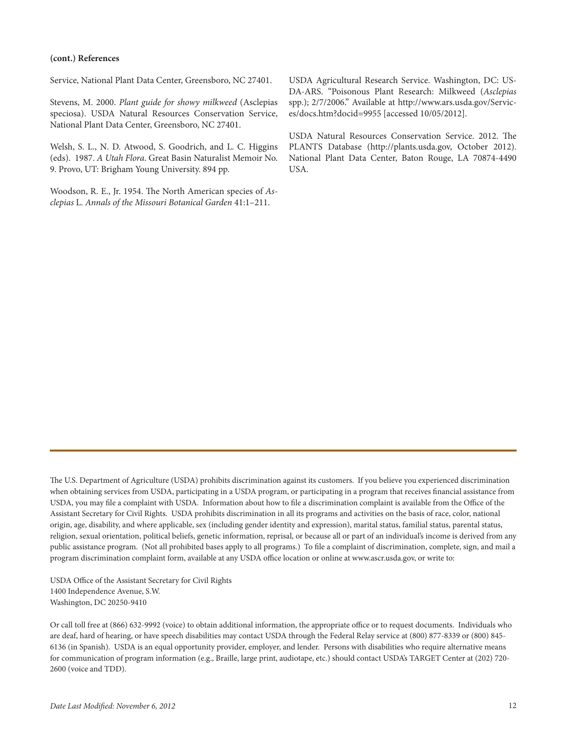**(cont.) References**

Service, National Plant Data Center, Greensboro, NC 27401.

Stevens, M. 2000. *Plant guide for showy milkweed* (Asclepias speciosa). USDA Natural Resources Conservation Service, National Plant Data Center, Greensboro, NC 27401.

Welsh, S. L., N. D. Atwood, S. Goodrich, and L. C. Higgins (eds). 1987. *A Utah Flora*. Great Basin Naturalist Memoir No. 9. Provo, UT: Brigham Young University. 894 pp.

Woodson, R. E., Jr. 1954. The North American species of *Asclepias* L. *Annals of the Missouri Botanical Garden* 41:1–211.

USDA Agricultural Research Service. Washington, DC: USDA-ARS. "Poisonous Plant Research: Milkweed (*Asclepias* spp.); 2/7/2006." Available at http://www.ars.usda.gov/Services/docs.htm?docid=9955 [accessed 10/05/2012].

USDA Natural Resources Conservation Service. 2012. The PLANTS Database (http://plants.usda.gov, October 2012). National Plant Data Center, Baton Rouge, LA 70874-4490 USA.

---

The U.S. Department of Agriculture (USDA) prohibits discrimination against its customers. If you believe you experienced discrimination when obtaining services from USDA, participating in a USDA program, or participating in a program that receives financial assistance from USDA, you may file a complaint with USDA. Information about how to file a discrimination complaint is available from the Office of the Assistant Secretary for Civil Rights. USDA prohibits discrimination in all its programs and activities on the basis of race, color, national origin, age, disability, and where applicable, sex (including gender identity and expression), marital status, familial status, parental status, religion, sexual orientation, political beliefs, genetic information, reprisal, or because all or part of an individual's income is derived from any public assistance program. (Not all prohibited bases apply to all programs.) To file a complaint of discrimination, complete, sign, and mail a program discrimination complaint form, available at any USDA office location or online at www.ascr.usda.gov, or write to:

USDA Office of the Assistant Secretary for Civil Rights
1400 Independence Avenue, S.W.
Washington, DC 20250-9410

Or call toll free at (866) 632-9992 (voice) to obtain additional information, the appropriate office or to request documents. Individuals who are deaf, hard of hearing, or have speech disabilities may contact USDA through the Federal Relay service at (800) 877-8339 or (800) 845-6136 (in Spanish). USDA is an equal opportunity provider, employer, and lender. Persons with disabilities who require alternative means for communication of program information (e.g., Braille, large print, audiotape, etc.) should contact USDA's TARGET Center at (202) 720-2600 (voice and TDD).

*Date Last Modified: November 6, 2012*